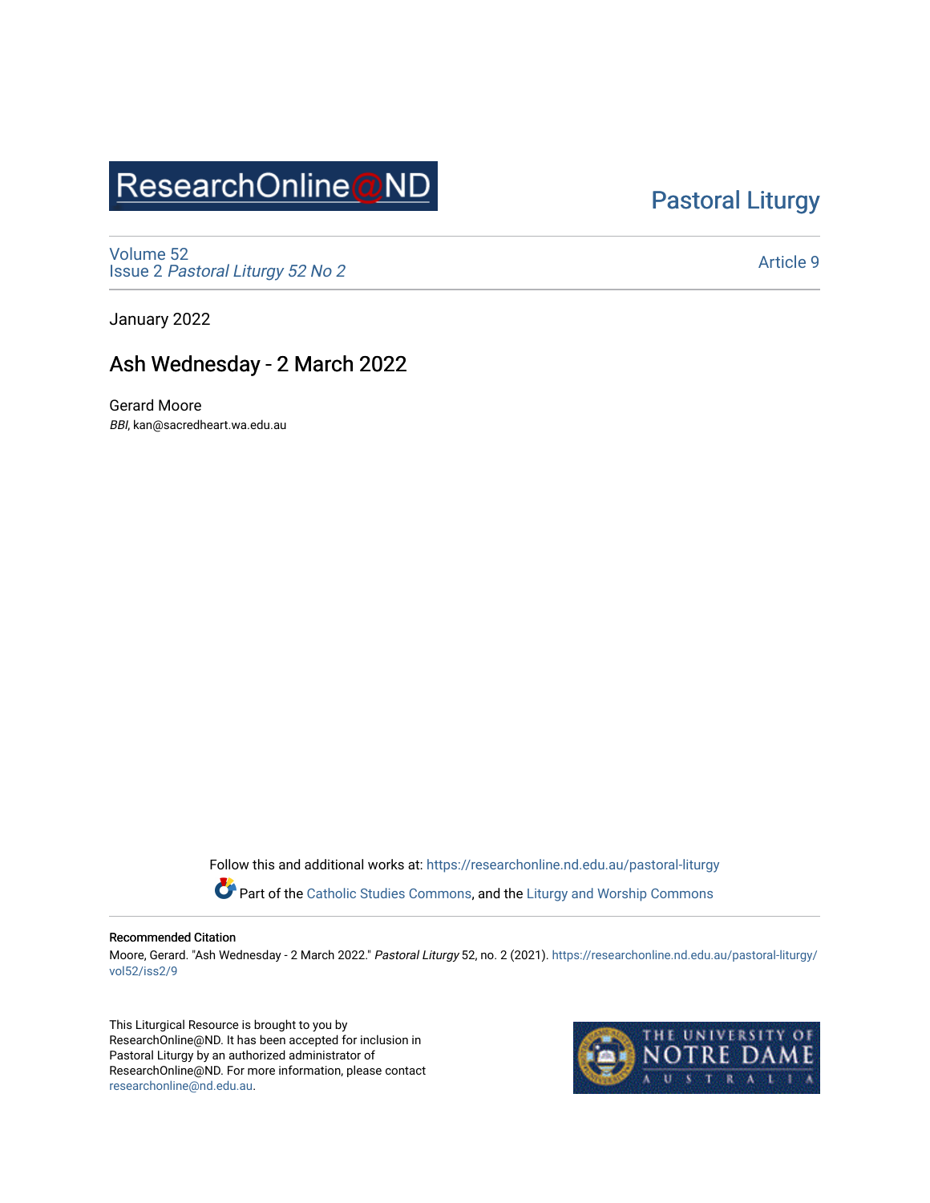ResearchOnline@ND

Pastoral Liturgy

Volume 52
Issue 2 *Pastoral Liturgy 52 No 2*

Article 9

January 2022

# Ash Wednesday - 2 March 2022

Gerard Moore
*BBI*, kan@sacredheart.wa.edu.au

Follow this and additional works at: https://researchonline.nd.edu.au/pastoral-liturgy

Part of the Catholic Studies Commons, and the Liturgy and Worship Commons

**Recommended Citation**
Moore, Gerard. "Ash Wednesday - 2 March 2022." *Pastoral Liturgy* 52, no. 2 (2021). https://researchonline.nd.edu.au/pastoral-liturgy/vol52/iss2/9

This Liturgical Resource is brought to you by ResearchOnline@ND. It has been accepted for inclusion in Pastoral Liturgy by an authorized administrator of ResearchOnline@ND. For more information, please contact researchonline@nd.edu.au.

THE UNIVERSITY OF NOTRE DAME AUSTRALIA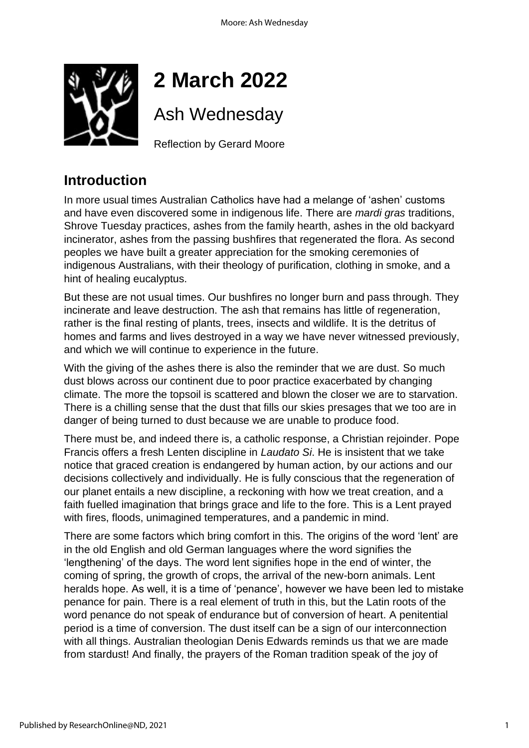# 2 March 2022

## Ash Wednesday

Reflection by Gerard Moore

## Introduction

In more usual times Australian Catholics have had a melange of 'ashen' customs and have even discovered some in indigenous life. There are *mardi gras* traditions, Shrove Tuesday practices, ashes from the family hearth, ashes in the old backyard incinerator, ashes from the passing bushfires that regenerated the flora. As second peoples we have built a greater appreciation for the smoking ceremonies of indigenous Australians, with their theology of purification, clothing in smoke, and a hint of healing eucalyptus.

But these are not usual times. Our bushfires no longer burn and pass through. They incinerate and leave destruction. The ash that remains has little of regeneration, rather is the final resting of plants, trees, insects and wildlife. It is the detritus of homes and farms and lives destroyed in a way we have never witnessed previously, and which we will continue to experience in the future.

With the giving of the ashes there is also the reminder that we are dust. So much dust blows across our continent due to poor practice exacerbated by changing climate. The more the topsoil is scattered and blown the closer we are to starvation. There is a chilling sense that the dust that fills our skies presages that we too are in danger of being turned to dust because we are unable to produce food.

There must be, and indeed there is, a catholic response, a Christian rejoinder. Pope Francis offers a fresh Lenten discipline in *Laudato Si*. He is insistent that we take notice that graced creation is endangered by human action, by our actions and our decisions collectively and individually. He is fully conscious that the regeneration of our planet entails a new discipline, a reckoning with how we treat creation, and a faith fuelled imagination that brings grace and life to the fore. This is a Lent prayed with fires, floods, unimagined temperatures, and a pandemic in mind.

There are some factors which bring comfort in this. The origins of the word 'lent' are in the old English and old German languages where the word signifies the 'lengthening' of the days. The word lent signifies hope in the end of winter, the coming of spring, the growth of crops, the arrival of the new-born animals. Lent heralds hope. As well, it is a time of 'penance', however we have been led to mistake penance for pain. There is a real element of truth in this, but the Latin roots of the word penance do not speak of endurance but of conversion of heart. A penitential period is a time of conversion. The dust itself can be a sign of our interconnection with all things. Australian theologian Denis Edwards reminds us that we are made from stardust! And finally, the prayers of the Roman tradition speak of the joy of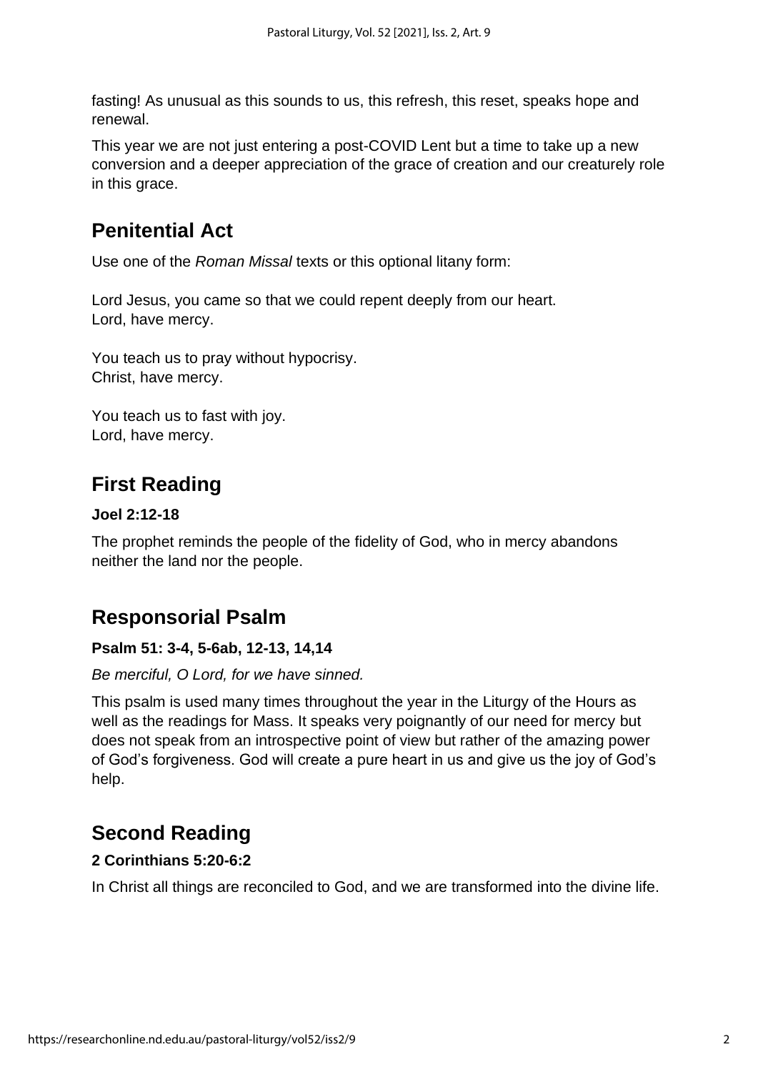fasting! As unusual as this sounds to us, this refresh, this reset, speaks hope and renewal.

This year we are not just entering a post-COVID Lent but a time to take up a new conversion and a deeper appreciation of the grace of creation and our creaturely role in this grace.

## Penitential Act

Use one of the *Roman Missal* texts or this optional litany form:

Lord Jesus, you came so that we could repent deeply from our heart.
Lord, have mercy.

You teach us to pray without hypocrisy.
Christ, have mercy.

You teach us to fast with joy.
Lord, have mercy.

## First Reading

**Joel 2:12-18**

The prophet reminds the people of the fidelity of God, who in mercy abandons neither the land nor the people.

## Responsorial Psalm

**Psalm 51: 3-4, 5-6ab, 12-13, 14,14**

*Be merciful, O Lord, for we have sinned.*

This psalm is used many times throughout the year in the Liturgy of the Hours as well as the readings for Mass. It speaks very poignantly of our need for mercy but does not speak from an introspective point of view but rather of the amazing power of God's forgiveness. God will create a pure heart in us and give us the joy of God's help.

## Second Reading

**2 Corinthians 5:20-6:2**

In Christ all things are reconciled to God, and we are transformed into the divine life.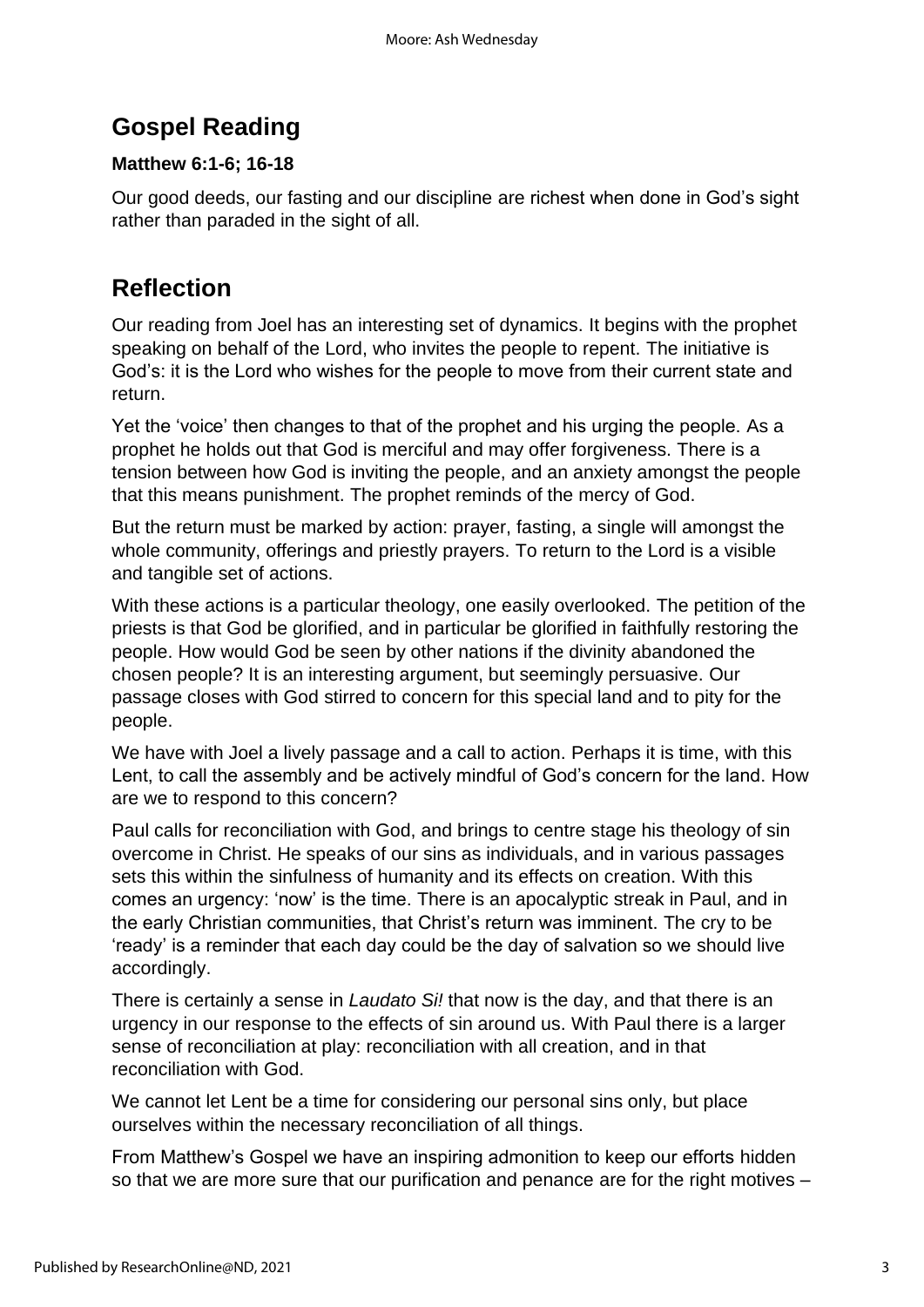## Gospel Reading

**Matthew 6:1-6; 16-18**

Our good deeds, our fasting and our discipline are richest when done in God's sight rather than paraded in the sight of all.

## Reflection

Our reading from Joel has an interesting set of dynamics. It begins with the prophet speaking on behalf of the Lord, who invites the people to repent. The initiative is God's: it is the Lord who wishes for the people to move from their current state and return.

Yet the 'voice' then changes to that of the prophet and his urging the people. As a prophet he holds out that God is merciful and may offer forgiveness. There is a tension between how God is inviting the people, and an anxiety amongst the people that this means punishment. The prophet reminds of the mercy of God.

But the return must be marked by action: prayer, fasting, a single will amongst the whole community, offerings and priestly prayers. To return to the Lord is a visible and tangible set of actions.

With these actions is a particular theology, one easily overlooked. The petition of the priests is that God be glorified, and in particular be glorified in faithfully restoring the people. How would God be seen by other nations if the divinity abandoned the chosen people? It is an interesting argument, but seemingly persuasive. Our passage closes with God stirred to concern for this special land and to pity for the people.

We have with Joel a lively passage and a call to action. Perhaps it is time, with this Lent, to call the assembly and be actively mindful of God's concern for the land. How are we to respond to this concern?

Paul calls for reconciliation with God, and brings to centre stage his theology of sin overcome in Christ. He speaks of our sins as individuals, and in various passages sets this within the sinfulness of humanity and its effects on creation. With this comes an urgency: 'now' is the time. There is an apocalyptic streak in Paul, and in the early Christian communities, that Christ's return was imminent. The cry to be 'ready' is a reminder that each day could be the day of salvation so we should live accordingly.

There is certainly a sense in *Laudato Si!* that now is the day, and that there is an urgency in our response to the effects of sin around us. With Paul there is a larger sense of reconciliation at play: reconciliation with all creation, and in that reconciliation with God.

We cannot let Lent be a time for considering our personal sins only, but place ourselves within the necessary reconciliation of all things.

From Matthew's Gospel we have an inspiring admonition to keep our efforts hidden so that we are more sure that our purification and penance are for the right motives –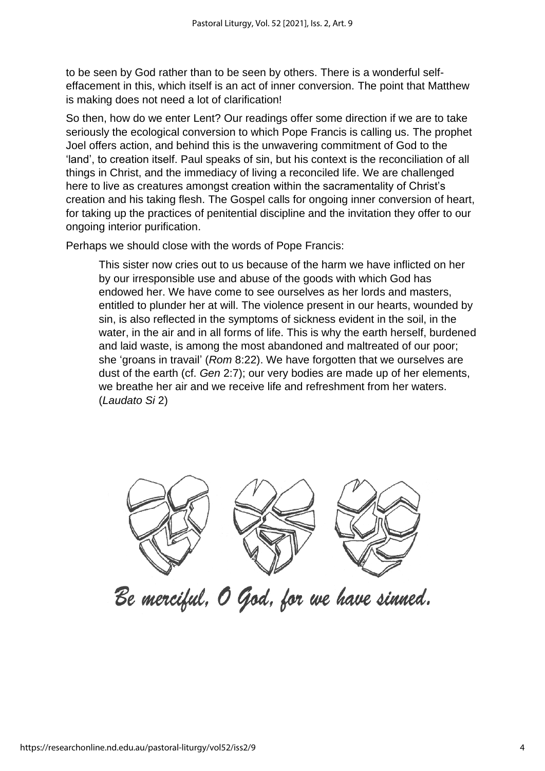to be seen by God rather than to be seen by others. There is a wonderful self-effacement in this, which itself is an act of inner conversion. The point that Matthew is making does not need a lot of clarification!

So then, how do we enter Lent? Our readings offer some direction if we are to take seriously the ecological conversion to which Pope Francis is calling us. The prophet Joel offers action, and behind this is the unwavering commitment of God to the 'land', to creation itself. Paul speaks of sin, but his context is the reconciliation of all things in Christ, and the immediacy of living a reconciled life. We are challenged here to live as creatures amongst creation within the sacramentality of Christ's creation and his taking flesh. The Gospel calls for ongoing inner conversion of heart, for taking up the practices of penitential discipline and the invitation they offer to our ongoing interior purification.

Perhaps we should close with the words of Pope Francis:

> This sister now cries out to us because of the harm we have inflicted on her by our irresponsible use and abuse of the goods with which God has endowed her. We have come to see ourselves as her lords and masters, entitled to plunder her at will. The violence present in our hearts, wounded by sin, is also reflected in the symptoms of sickness evident in the soil, in the water, in the air and in all forms of life. This is why the earth herself, burdened and laid waste, is among the most abandoned and maltreated of our poor; she 'groans in travail' (*Rom* 8:22). We have forgotten that we ourselves are dust of the earth (cf. *Gen* 2:7); our very bodies are made up of her elements, we breathe her air and we receive life and refreshment from her waters. (*Laudato Si* 2)

*Be merciful, O God, for we have sinned.*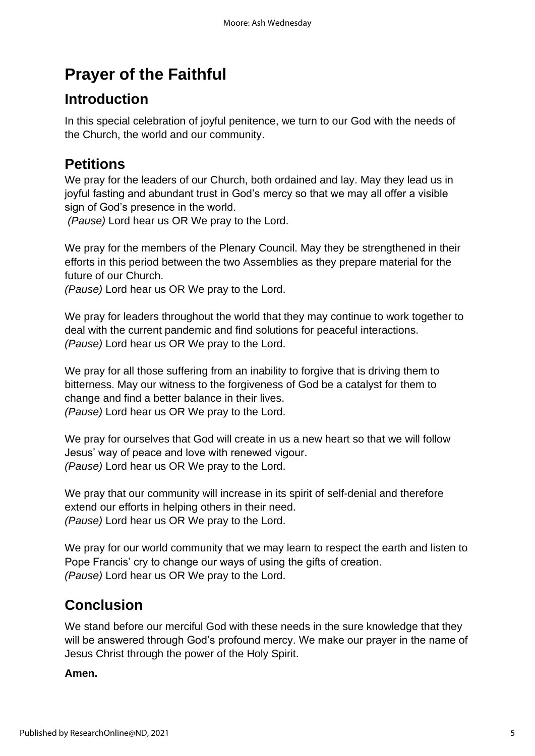# Prayer of the Faithful

## Introduction

In this special celebration of joyful penitence, we turn to our God with the needs of the Church, the world and our community.

## Petitions

We pray for the leaders of our Church, both ordained and lay. May they lead us in joyful fasting and abundant trust in God's mercy so that we may all offer a visible sign of God's presence in the world.
*(Pause)* Lord hear us OR We pray to the Lord.

We pray for the members of the Plenary Council. May they be strengthened in their efforts in this period between the two Assemblies as they prepare material for the future of our Church.
*(Pause)* Lord hear us OR We pray to the Lord.

We pray for leaders throughout the world that they may continue to work together to deal with the current pandemic and find solutions for peaceful interactions.
*(Pause)* Lord hear us OR We pray to the Lord.

We pray for all those suffering from an inability to forgive that is driving them to bitterness. May our witness to the forgiveness of God be a catalyst for them to change and find a better balance in their lives.
*(Pause)* Lord hear us OR We pray to the Lord.

We pray for ourselves that God will create in us a new heart so that we will follow Jesus' way of peace and love with renewed vigour.
*(Pause)* Lord hear us OR We pray to the Lord.

We pray that our community will increase in its spirit of self-denial and therefore extend our efforts in helping others in their need.
*(Pause)* Lord hear us OR We pray to the Lord.

We pray for our world community that we may learn to respect the earth and listen to Pope Francis' cry to change our ways of using the gifts of creation.
*(Pause)* Lord hear us OR We pray to the Lord.

## Conclusion

We stand before our merciful God with these needs in the sure knowledge that they will be answered through God's profound mercy. We make our prayer in the name of Jesus Christ through the power of the Holy Spirit.

**Amen.**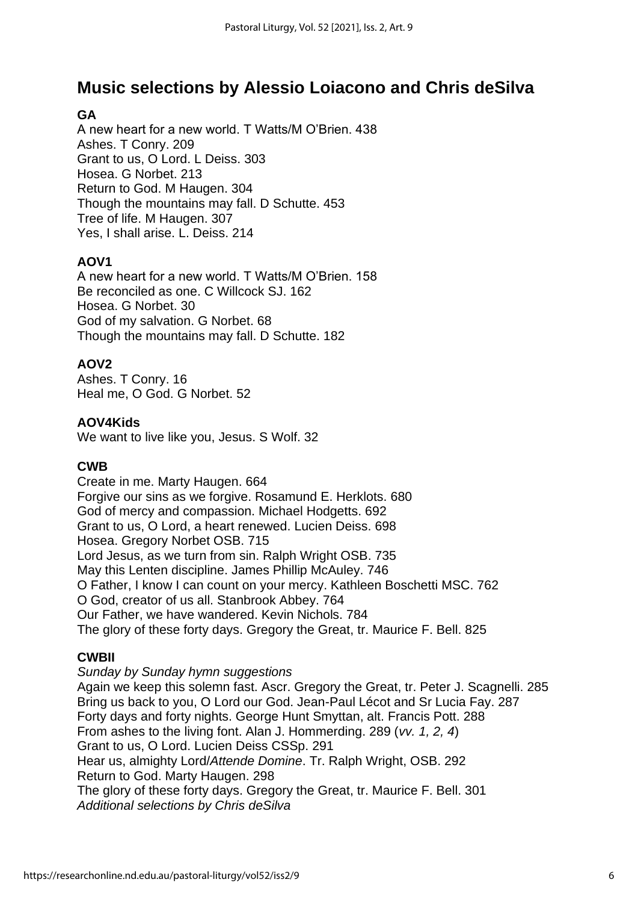# Music selections by Alessio Loiacono and Chris deSilva

**GA**
A new heart for a new world. T Watts/M O'Brien. 438
Ashes. T Conry. 209
Grant to us, O Lord. L Deiss. 303
Hosea. G Norbet. 213
Return to God. M Haugen. 304
Though the mountains may fall. D Schutte. 453
Tree of life. M Haugen. 307
Yes, I shall arise. L. Deiss. 214

**AOV1**
A new heart for a new world. T Watts/M O'Brien. 158
Be reconciled as one. C Willcock SJ. 162
Hosea. G Norbet. 30
God of my salvation. G Norbet. 68
Though the mountains may fall. D Schutte. 182

**AOV2**
Ashes. T Conry. 16
Heal me, O God. G Norbet. 52

**AOV4Kids**
We want to live like you, Jesus. S Wolf. 32

**CWB**
Create in me. Marty Haugen. 664
Forgive our sins as we forgive. Rosamund E. Herklots. 680
God of mercy and compassion. Michael Hodgetts. 692
Grant to us, O Lord, a heart renewed. Lucien Deiss. 698
Hosea. Gregory Norbet OSB. 715
Lord Jesus, as we turn from sin. Ralph Wright OSB. 735
May this Lenten discipline. James Phillip McAuley. 746
O Father, I know I can count on your mercy. Kathleen Boschetti MSC. 762
O God, creator of us all. Stanbrook Abbey. 764
Our Father, we have wandered. Kevin Nichols. 784
The glory of these forty days. Gregory the Great, tr. Maurice F. Bell. 825

**CWBII**
*Sunday by Sunday hymn suggestions*
Again we keep this solemn fast. Ascr. Gregory the Great, tr. Peter J. Scagnelli. 285
Bring us back to you, O Lord our God. Jean-Paul Lécot and Sr Lucia Fay. 287
Forty days and forty nights. George Hunt Smyttan, alt. Francis Pott. 288
From ashes to the living font. Alan J. Hommerding. 289 (*vv. 1, 2, 4*)
Grant to us, O Lord. Lucien Deiss CSSp. 291
Hear us, almighty Lord/*Attende Domine*. Tr. Ralph Wright, OSB. 292
Return to God. Marty Haugen. 298
The glory of these forty days. Gregory the Great, tr. Maurice F. Bell. 301
*Additional selections by Chris deSilva*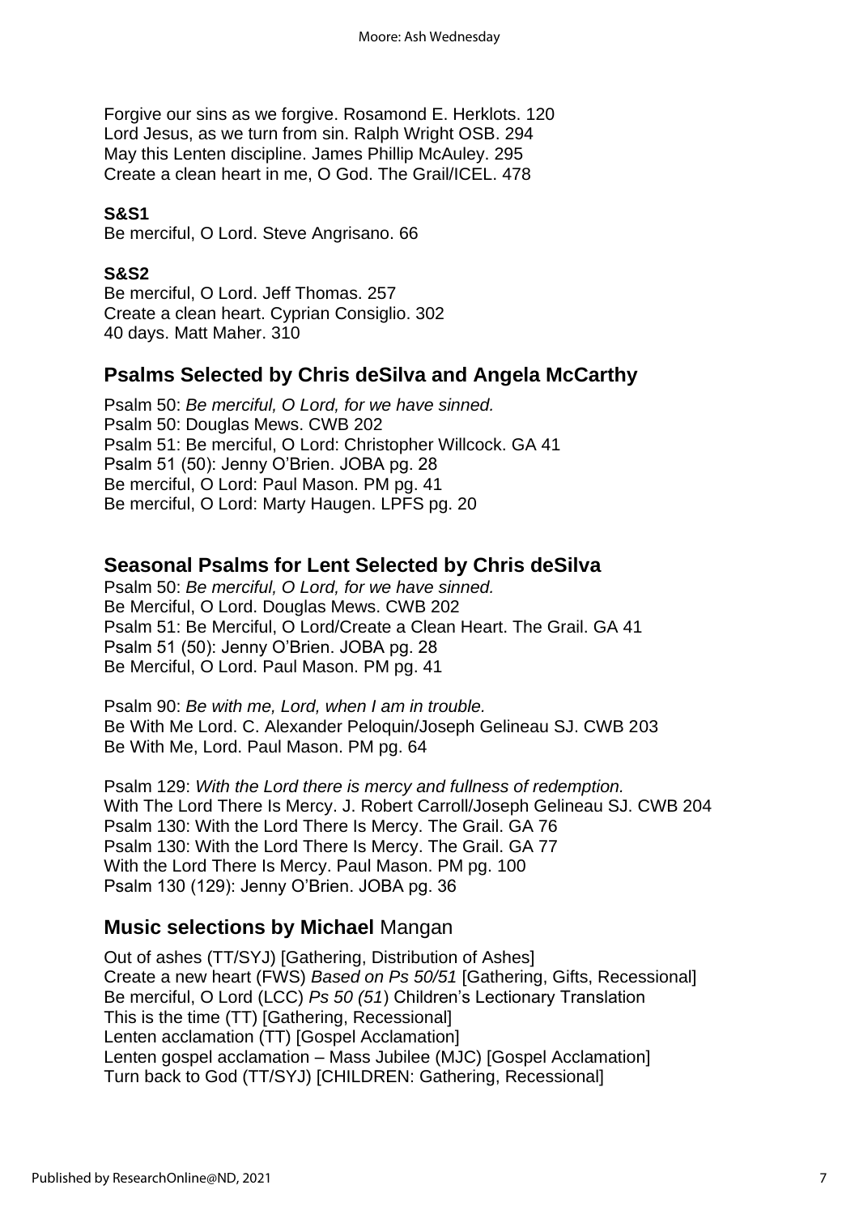Forgive our sins as we forgive. Rosamond E. Herklots. 120
Lord Jesus, as we turn from sin. Ralph Wright OSB. 294
May this Lenten discipline. James Phillip McAuley. 295
Create a clean heart in me, O God. The Grail/ICEL. 478

**S&S1**
Be merciful, O Lord. Steve Angrisano. 66

**S&S2**
Be merciful, O Lord. Jeff Thomas. 257
Create a clean heart. Cyprian Consiglio. 302
40 days. Matt Maher. 310

## Psalms Selected by Chris deSilva and Angela McCarthy

Psalm 50: *Be merciful, O Lord, for we have sinned.*
Psalm 50: Douglas Mews. CWB 202
Psalm 51: Be merciful, O Lord: Christopher Willcock. GA 41
Psalm 51 (50): Jenny O'Brien. JOBA pg. 28
Be merciful, O Lord: Paul Mason. PM pg. 41
Be merciful, O Lord: Marty Haugen. LPFS pg. 20

## Seasonal Psalms for Lent Selected by Chris deSilva

Psalm 50: *Be merciful, O Lord, for we have sinned.*
Be Merciful, O Lord. Douglas Mews. CWB 202
Psalm 51: Be Merciful, O Lord/Create a Clean Heart. The Grail. GA 41
Psalm 51 (50): Jenny O'Brien. JOBA pg. 28
Be Merciful, O Lord. Paul Mason. PM pg. 41

Psalm 90: *Be with me, Lord, when I am in trouble.*
Be With Me Lord. C. Alexander Peloquin/Joseph Gelineau SJ. CWB 203
Be With Me, Lord. Paul Mason. PM pg. 64

Psalm 129: *With the Lord there is mercy and fullness of redemption.*
With The Lord There Is Mercy. J. Robert Carroll/Joseph Gelineau SJ. CWB 204
Psalm 130: With the Lord There Is Mercy. The Grail. GA 76
Psalm 130: With the Lord There Is Mercy. The Grail. GA 77
With the Lord There Is Mercy. Paul Mason. PM pg. 100
Psalm 130 (129): Jenny O'Brien. JOBA pg. 36

## Music selections by Michael Mangan

Out of ashes (TT/SYJ) [Gathering, Distribution of Ashes]
Create a new heart (FWS) *Based on Ps 50/51* [Gathering, Gifts, Recessional]
Be merciful, O Lord (LCC) *Ps 50 (51*) Children's Lectionary Translation
This is the time (TT) [Gathering, Recessional]
Lenten acclamation (TT) [Gospel Acclamation]
Lenten gospel acclamation – Mass Jubilee (MJC) [Gospel Acclamation]
Turn back to God (TT/SYJ) [CHILDREN: Gathering, Recessional]